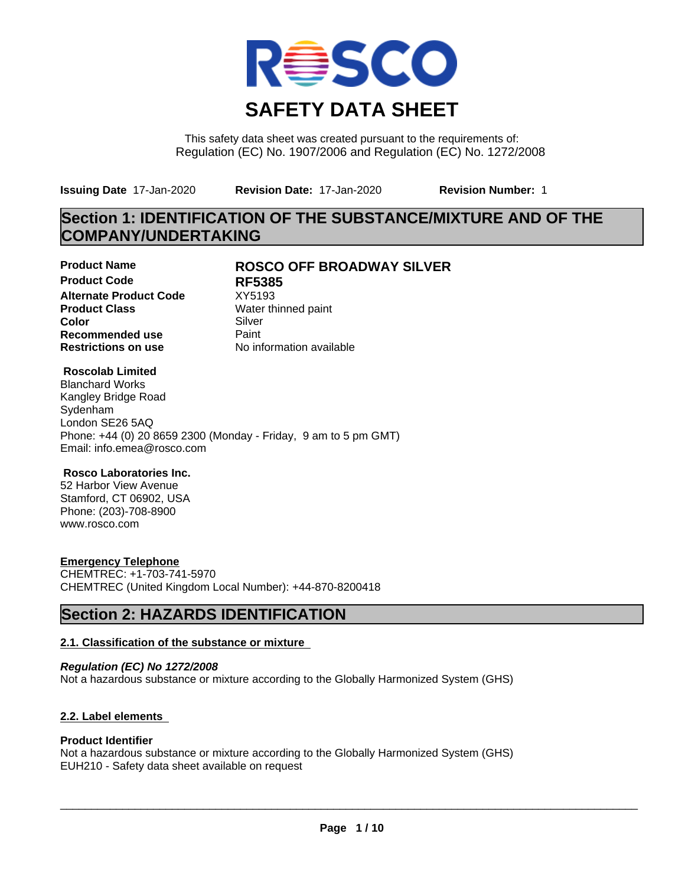# SAFETY DATA SHEET

This safety data sheet was created pursuant to the requirements of:
Regulation (EC) No. 1907/2006 and Regulation (EC) No. 1272/2008

**Issuing Date** 17-Jan-2020 **Revision Date:** 17-Jan-2020 **Revision Number:** 1

## Section 1: IDENTIFICATION OF THE SUBSTANCE/MIXTURE AND OF THE COMPANY/UNDERTAKING

| | |
|---|---|
| **Product Name** | **ROSCO OFF BROADWAY SILVER** |
| **Product Code** | **RF5385** |
| **Alternate Product Code** | XY5193 |
| **Product Class** | Water thinned paint |
| **Color** | Silver |
| **Recommended use** | Paint |
| **Restrictions on use** | No information available |

**Roscolab Limited**
Blanchard Works
Kangley Bridge Road
Sydenham
London SE26 5AQ
Phone: +44 (0) 20 8659 2300 (Monday - Friday, 9 am to 5 pm GMT)
Email: info.emea@rosco.com

**Rosco Laboratories Inc.**
52 Harbor View Avenue
Stamford, CT 06902, USA
Phone: (203)-708-8900
www.rosco.com

**Emergency Telephone**
CHEMTREC: +1-703-741-5970
CHEMTREC (United Kingdom Local Number): +44-870-8200418

## Section 2: HAZARDS IDENTIFICATION

### 2.1. Classification of the substance or mixture

***Regulation (EC) No 1272/2008***
Not a hazardous substance or mixture according to the Globally Harmonized System (GHS)

### 2.2. Label elements

**Product Identifier**
Not a hazardous substance or mixture according to the Globally Harmonized System (GHS)
EUH210 - Safety data sheet available on request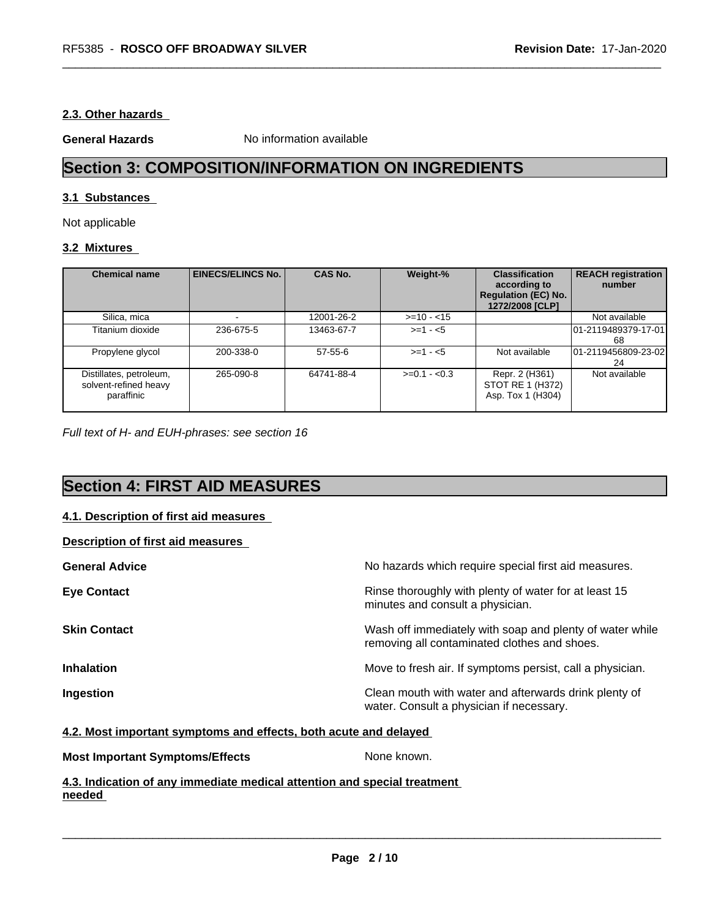### 2.3. Other hazards

**General Hazards** No information available

## Section 3: COMPOSITION/INFORMATION ON INGREDIENTS

### 3.1 Substances

Not applicable

### 3.2 Mixtures

| Chemical name | EINECS/ELINCS No. | CAS No. | Weight-% | Classification according to Regulation (EC) No. 1272/2008 [CLP] | REACH registration number |
|---|---|---|---|---|---|
| Silica, mica | - | 12001-26-2 | >=10 - <15 | | Not available |
| Titanium dioxide | 236-675-5 | 13463-67-7 | >=1 - <5 | | 01-2119489379-17-0168 |
| Propylene glycol | 200-338-0 | 57-55-6 | >=1 - <5 | Not available | 01-2119456809-23-0224 |
| Distillates, petroleum, solvent-refined heavy paraffinic | 265-090-8 | 64741-88-4 | >=0.1 - <0.3 | Repr. 2 (H361) STOT RE 1 (H372) Asp. Tox 1 (H304) | Not available |

*Full text of H- and EUH-phrases: see section 16*

## Section 4: FIRST AID MEASURES

### 4.1. Description of first aid measures

**Description of first aid measures**

**General Advice** No hazards which require special first aid measures.

**Eye Contact** Rinse thoroughly with plenty of water for at least 15 minutes and consult a physician.

**Skin Contact** Wash off immediately with soap and plenty of water while removing all contaminated clothes and shoes.

**Inhalation** Move to fresh air. If symptoms persist, call a physician.

**Ingestion** Clean mouth with water and afterwards drink plenty of water. Consult a physician if necessary.

### 4.2. Most important symptoms and effects, both acute and delayed

**Most Important Symptoms/Effects** None known.

### 4.3. Indication of any immediate medical attention and special treatment needed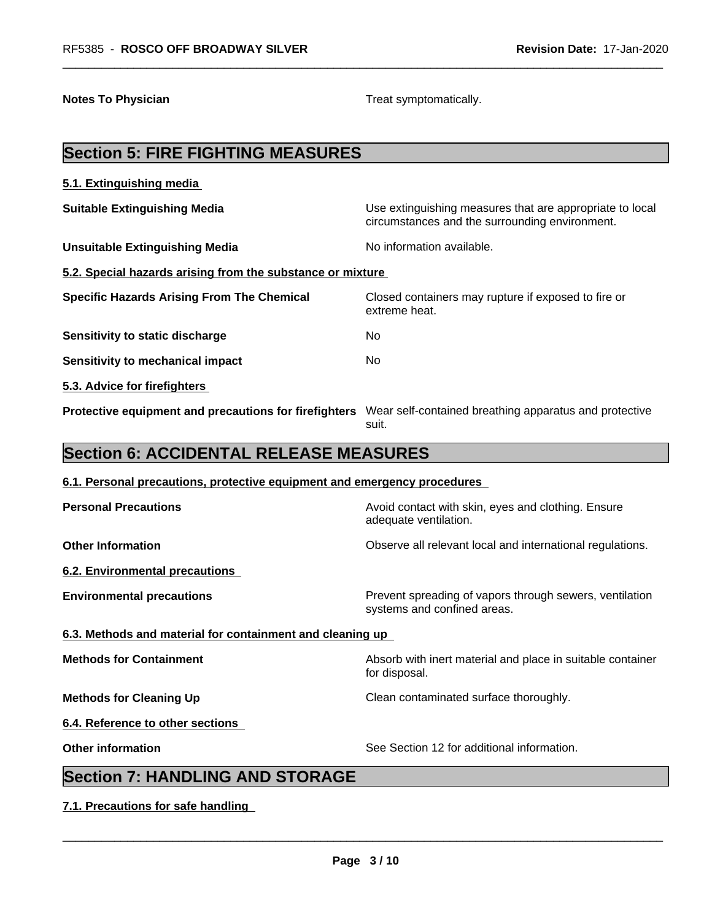**Notes To Physician** Treat symptomatically.

## Section 5: FIRE FIGHTING MEASURES

### 5.1. Extinguishing media

**Suitable Extinguishing Media** Use extinguishing measures that are appropriate to local circumstances and the surrounding environment.

**Unsuitable Extinguishing Media** No information available.

### 5.2. Special hazards arising from the substance or mixture

**Specific Hazards Arising From The Chemical** Closed containers may rupture if exposed to fire or extreme heat.

**Sensitivity to static discharge** No

**Sensitivity to mechanical impact** No

### 5.3. Advice for firefighters

**Protective equipment and precautions for firefighters** Wear self-contained breathing apparatus and protective suit.

## Section 6: ACCIDENTAL RELEASE MEASURES

### 6.1. Personal precautions, protective equipment and emergency procedures

**Personal Precautions** Avoid contact with skin, eyes and clothing. Ensure adequate ventilation.

**Other Information** Observe all relevant local and international regulations.

### 6.2. Environmental precautions

**Environmental precautions** Prevent spreading of vapors through sewers, ventilation systems and confined areas.

### 6.3. Methods and material for containment and cleaning up

**Methods for Containment** Absorb with inert material and place in suitable container for disposal.

**Methods for Cleaning Up** Clean contaminated surface thoroughly.

### 6.4. Reference to other sections

**Other information** See Section 12 for additional information.

## Section 7: HANDLING AND STORAGE

### 7.1. Precautions for safe handling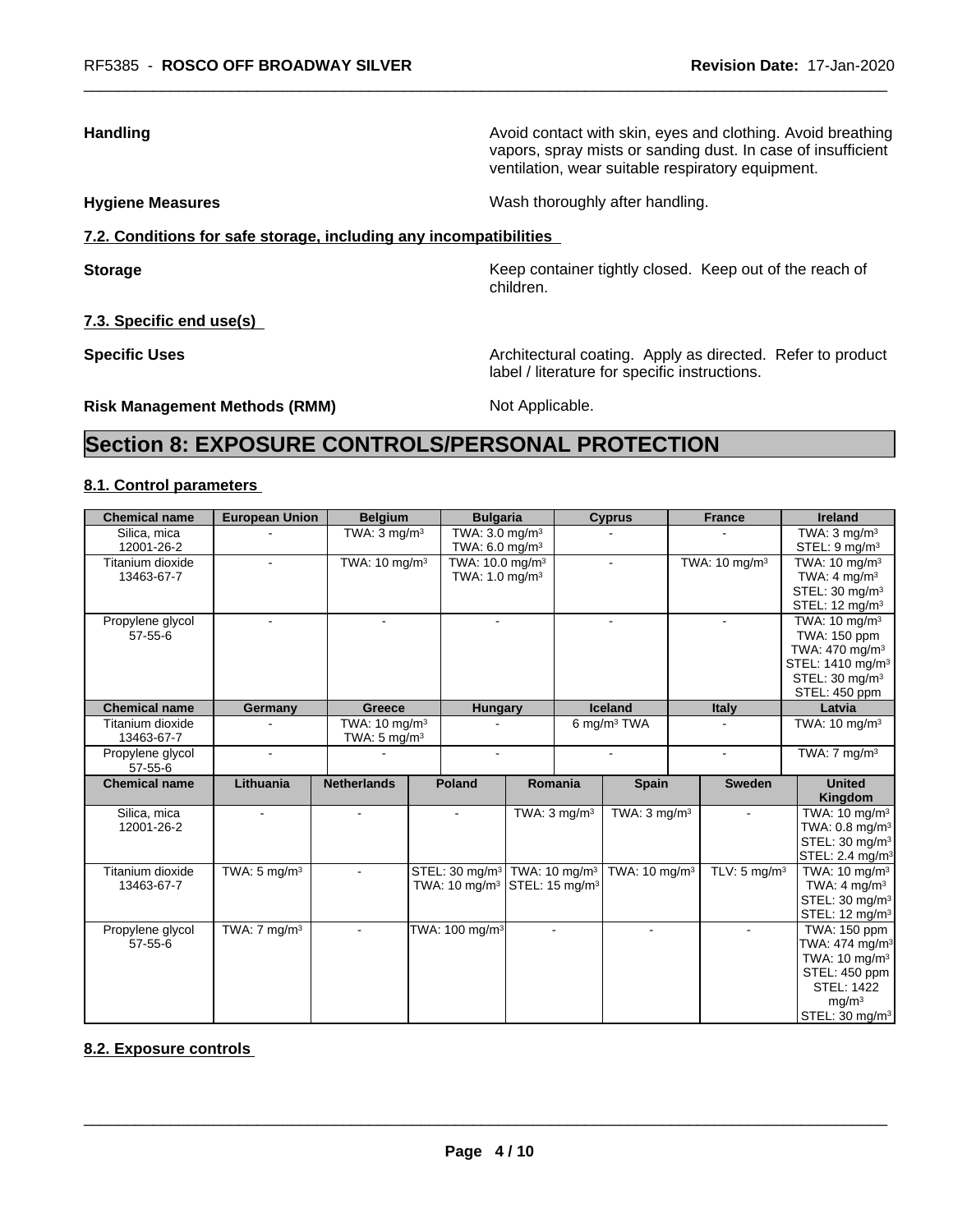**Handling** Avoid contact with skin, eyes and clothing. Avoid breathing vapors, spray mists or sanding dust. In case of insufficient ventilation, wear suitable respiratory equipment.

**Hygiene Measures** Wash thoroughly after handling.

**7.2. Conditions for safe storage, including any incompatibilities**

**Storage** Keep container tightly closed. Keep out of the reach of children.

**7.3. Specific end use(s)**

**Specific Uses** Architectural coating. Apply as directed. Refer to product label / literature for specific instructions.

**Risk Management Methods (RMM)** Not Applicable.

# Section 8: EXPOSURE CONTROLS/PERSONAL PROTECTION

**8.1. Control parameters**

| Chemical name | European Union | Belgium | Bulgaria | Cyprus | France | Ireland |
|---|---|---|---|---|---|---|
| Silica, mica 12001-26-2 | - | TWA: 3 mg/m³ | TWA: 3.0 mg/m³ TWA: 6.0 mg/m³ | - | - | TWA: 3 mg/m³ STEL: 9 mg/m³ |
| Titanium dioxide 13463-67-7 | - | TWA: 10 mg/m³ | TWA: 10.0 mg/m³ TWA: 1.0 mg/m³ | - | TWA: 10 mg/m³ | TWA: 10 mg/m³ TWA: 4 mg/m³ STEL: 30 mg/m³ STEL: 12 mg/m³ |
| Propylene glycol 57-55-6 | - | - | - | - | - | TWA: 10 mg/m³ TWA: 150 ppm TWA: 470 mg/m³ STEL: 1410 mg/m³ STEL: 30 mg/m³ STEL: 450 ppm |
| **Chemical name** | **Germany** | **Greece** | **Hungary** | **Iceland** | **Italy** | **Latvia** |
| Titanium dioxide 13463-67-7 | - | TWA: 10 mg/m³ TWA: 5 mg/m³ | - | 6 mg/m³ TWA | - | TWA: 10 mg/m³ |
| Propylene glycol 57-55-6 | - | - | - | - | - | TWA: 7 mg/m³ |

| Chemical name | Lithuania | Netherlands | Poland | Romania | Spain | Sweden | United Kingdom |
|---|---|---|---|---|---|---|---|
| Silica, mica 12001-26-2 | - | - | - | TWA: 3 mg/m³ | TWA: 3 mg/m³ | - | TWA: 10 mg/m³ TWA: 0.8 mg/m³ STEL: 30 mg/m³ STEL: 2.4 mg/m³ |
| Titanium dioxide 13463-67-7 | TWA: 5 mg/m³ | - | STEL: 30 mg/m³ TWA: 10 mg/m³ | TWA: 10 mg/m³ STEL: 15 mg/m³ | TWA: 10 mg/m³ | TLV: 5 mg/m³ | TWA: 10 mg/m³ TWA: 4 mg/m³ STEL: 30 mg/m³ STEL: 12 mg/m³ |
| Propylene glycol 57-55-6 | TWA: 7 mg/m³ | - | TWA: 100 mg/m³ | - | - | - | TWA: 150 ppm TWA: 474 mg/m³ TWA: 10 mg/m³ STEL: 450 ppm STEL: 1422 mg/m³ STEL: 30 mg/m³ |

**8.2. Exposure controls**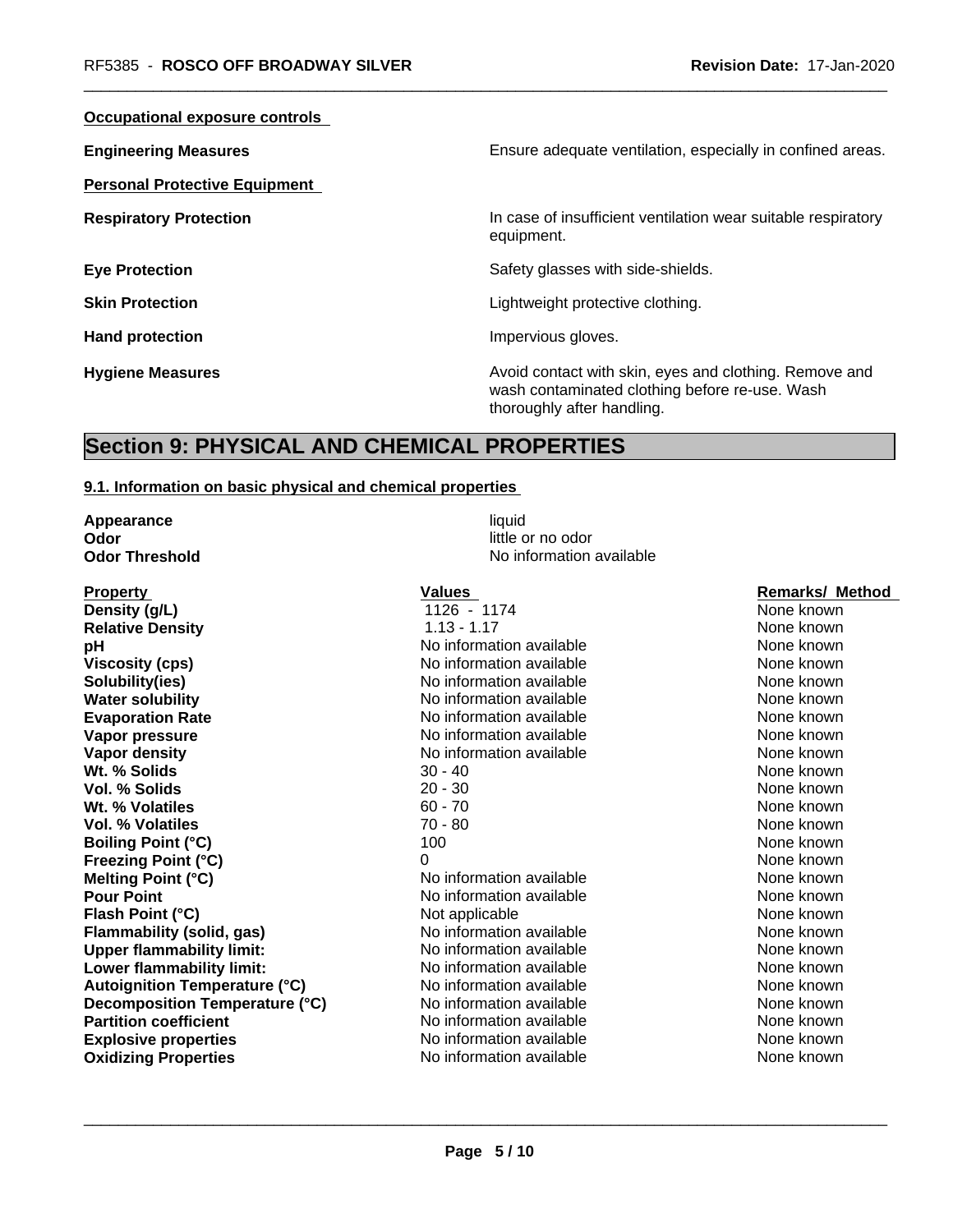**Occupational exposure controls**

| | |
|---|---|
| **Engineering Measures** | Ensure adequate ventilation, especially in confined areas. |

**Personal Protective Equipment**

| | |
|---|---|
| **Respiratory Protection** | In case of insufficient ventilation wear suitable respiratory equipment. |
| **Eye Protection** | Safety glasses with side-shields. |
| **Skin Protection** | Lightweight protective clothing. |
| **Hand protection** | Impervious gloves. |
| **Hygiene Measures** | Avoid contact with skin, eyes and clothing. Remove and wash contaminated clothing before re-use. Wash thoroughly after handling. |

# Section 9: PHYSICAL AND CHEMICAL PROPERTIES

**9.1. Information on basic physical and chemical properties**

| | |
|---|---|
| **Appearance** | liquid |
| **Odor** | little or no odor |
| **Odor Threshold** | No information available |

| Property | Values | Remarks/ Method |
|---|---|---|
| **Density (g/L)** | 1126 - 1174 | None known |
| **Relative Density** | 1.13 - 1.17 | None known |
| **pH** | No information available | None known |
| **Viscosity (cps)** | No information available | None known |
| **Solubility(ies)** | No information available | None known |
| **Water solubility** | No information available | None known |
| **Evaporation Rate** | No information available | None known |
| **Vapor pressure** | No information available | None known |
| **Vapor density** | No information available | None known |
| **Wt. % Solids** | 30 - 40 | None known |
| **Vol. % Solids** | 20 - 30 | None known |
| **Wt. % Volatiles** | 60 - 70 | None known |
| **Vol. % Volatiles** | 70 - 80 | None known |
| **Boiling Point (°C)** | 100 | None known |
| **Freezing Point (°C)** | 0 | None known |
| **Melting Point (°C)** | No information available | None known |
| **Pour Point** | No information available | None known |
| **Flash Point (°C)** | Not applicable | None known |
| **Flammability (solid, gas)** | No information available | None known |
| **Upper flammability limit:** | No information available | None known |
| **Lower flammability limit:** | No information available | None known |
| **Autoignition Temperature (°C)** | No information available | None known |
| **Decomposition Temperature (°C)** | No information available | None known |
| **Partition coefficient** | No information available | None known |
| **Explosive properties** | No information available | None known |
| **Oxidizing Properties** | No information available | None known |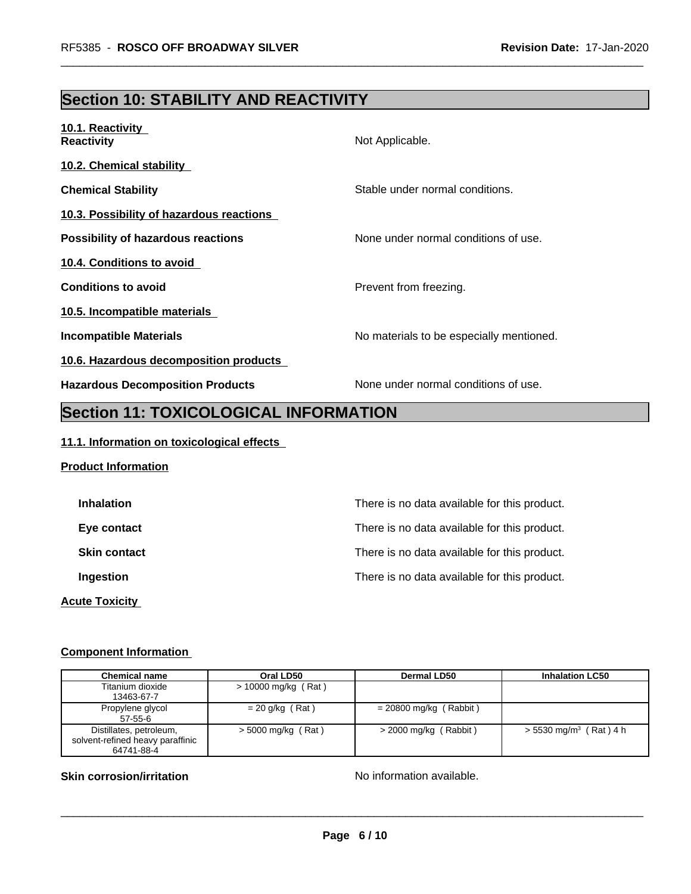## Section 10: STABILITY AND REACTIVITY

**10.1. Reactivity**

**Reactivity** Not Applicable.

**10.2. Chemical stability**

**Chemical Stability** Stable under normal conditions.

**10.3. Possibility of hazardous reactions**

**Possibility of hazardous reactions** None under normal conditions of use.

**10.4. Conditions to avoid**

**Conditions to avoid** Prevent from freezing.

**10.5. Incompatible materials**

**Incompatible Materials** No materials to be especially mentioned.

**10.6. Hazardous decomposition products**

**Hazardous Decomposition Products** None under normal conditions of use.

## Section 11: TOXICOLOGICAL INFORMATION

**11.1. Information on toxicological effects**

**Product Information**

**Inhalation** There is no data available for this product.

**Eye contact** There is no data available for this product.

**Skin contact** There is no data available for this product.

**Ingestion** There is no data available for this product.

**Acute Toxicity**

**Component Information**

| Chemical name | Oral LD50 | Dermal LD50 | Inhalation LC50 |
|---|---|---|---|
| Titanium dioxide 13463-67-7 | > 10000 mg/kg ( Rat ) | | |
| Propylene glycol 57-55-6 | = 20 g/kg ( Rat ) | = 20800 mg/kg ( Rabbit ) | |
| Distillates, petroleum, solvent-refined heavy paraffinic 64741-88-4 | > 5000 mg/kg ( Rat ) | > 2000 mg/kg ( Rabbit ) | > 5530 mg/m$^3$ ( Rat ) 4 h |

**Skin corrosion/irritation** No information available.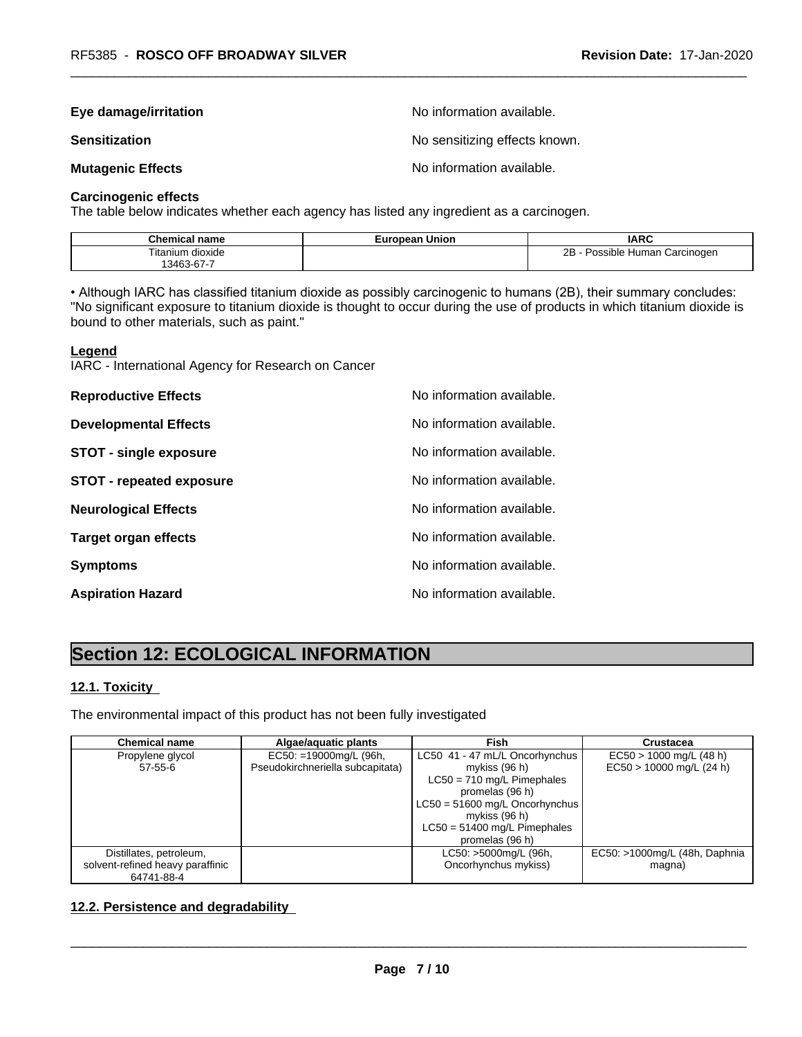**Eye damage/irritation** No information available.

**Sensitization** No sensitizing effects known.

**Mutagenic Effects** No information available.

**Carcinogenic effects**
The table below indicates whether each agency has listed any ingredient as a carcinogen.

| Chemical name | European Union | IARC |
| --- | --- | --- |
| Titanium dioxide<br>13463-67-7 | | 2B - Possible Human Carcinogen |

• Although IARC has classified titanium dioxide as possibly carcinogenic to humans (2B), their summary concludes: "No significant exposure to titanium dioxide is thought to occur during the use of products in which titanium dioxide is bound to other materials, such as paint."

**Legend**
IARC - International Agency for Research on Cancer

**Reproductive Effects** No information available.

**Developmental Effects** No information available.

**STOT - single exposure** No information available.

**STOT - repeated exposure** No information available.

**Neurological Effects** No information available.

**Target organ effects** No information available.

**Symptoms** No information available.

**Aspiration Hazard** No information available.

## Section 12: ECOLOGICAL INFORMATION

### 12.1. Toxicity

The environmental impact of this product has not been fully investigated

| Chemical name | Algae/aquatic plants | Fish | Crustacea |
| --- | --- | --- | --- |
| Propylene glycol<br>57-55-6 | EC50: =19000mg/L (96h, Pseudokirchneriella subcapitata) | LC50 41 - 47 mL/L Oncorhynchus mykiss (96 h)<br>LC50 = 710 mg/L Pimephales promelas (96 h)<br>LC50 = 51600 mg/L Oncorhynchus mykiss (96 h)<br>LC50 = 51400 mg/L Pimephales promelas (96 h) | EC50 > 1000 mg/L (48 h)<br>EC50 > 10000 mg/L (24 h) |
| Distillates, petroleum, solvent-refined heavy paraffinic<br>64741-88-4 | | LC50: >5000mg/L (96h, Oncorhynchus mykiss) | EC50: >1000mg/L (48h, Daphnia magna) |

### 12.2. Persistence and degradability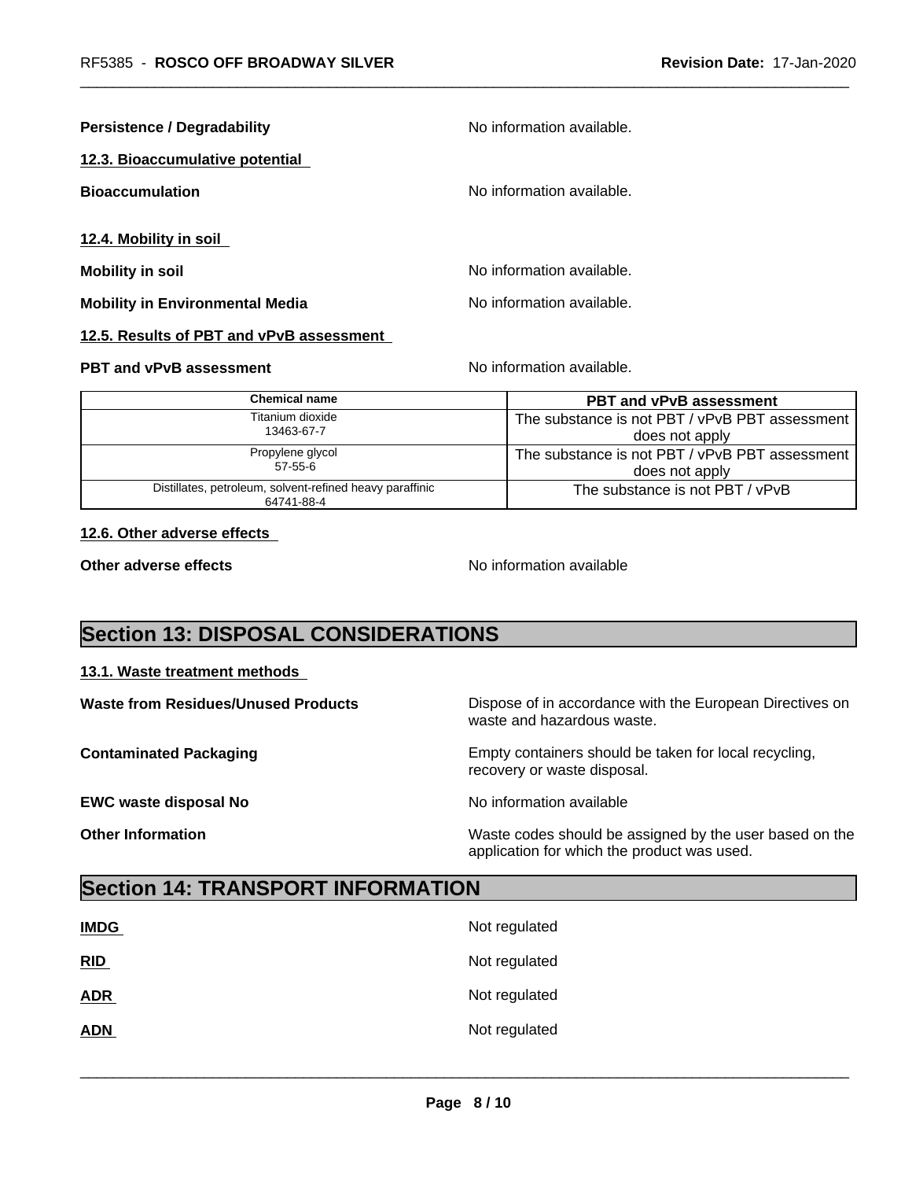**Persistence / Degradability** No information available.

### 12.3. Bioaccumulative potential

**Bioaccumulation** No information available.

### 12.4. Mobility in soil

**Mobility in soil** No information available.

**Mobility in Environmental Media** No information available.

### 12.5. Results of PBT and vPvB assessment

**PBT and vPvB assessment** No information available.

| Chemical name | PBT and vPvB assessment |
|---|---|
| Titanium dioxide<br>13463-67-7 | The substance is not PBT / vPvB PBT assessment does not apply |
| Propylene glycol<br>57-55-6 | The substance is not PBT / vPvB PBT assessment does not apply |
| Distillates, petroleum, solvent-refined heavy paraffinic<br>64741-88-4 | The substance is not PBT / vPvB |

### 12.6. Other adverse effects

**Other adverse effects** No information available

## Section 13: DISPOSAL CONSIDERATIONS

### 13.1. Waste treatment methods

**Waste from Residues/Unused Products** Dispose of in accordance with the European Directives on waste and hazardous waste.

**Contaminated Packaging** Empty containers should be taken for local recycling, recovery or waste disposal.

**EWC waste disposal No** No information available

**Other Information** Waste codes should be assigned by the user based on the application for which the product was used.

## Section 14: TRANSPORT INFORMATION

**IMDG** Not regulated

**RID** Not regulated

**ADR** Not regulated

**ADN** Not regulated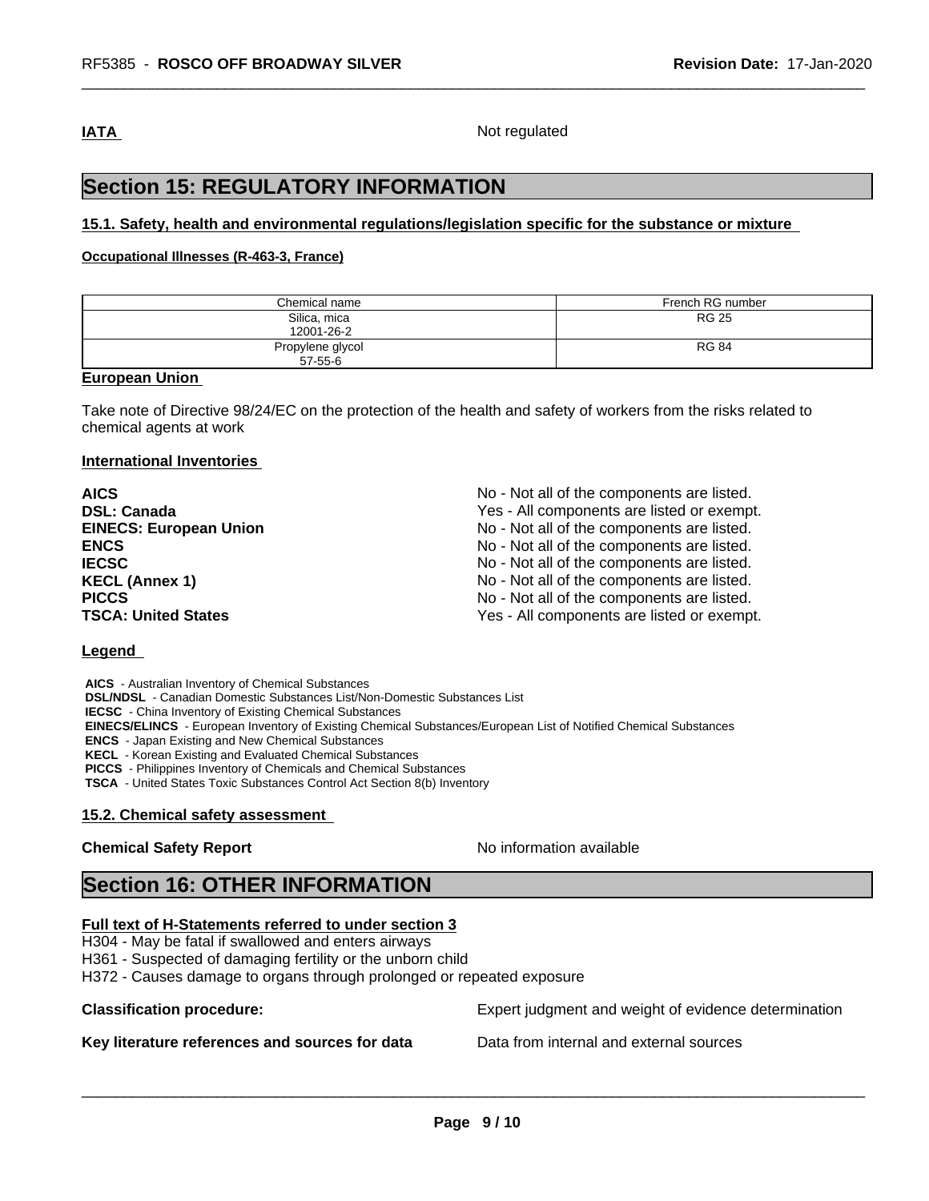**IATA** Not regulated

# Section 15: REGULATORY INFORMATION

### 15.1. Safety, health and environmental regulations/legislation specific for the substance or mixture

**Occupational Illnesses (R-463-3, France)**

| Chemical name | French RG number |
|---|---|
| Silica, mica<br>12001-26-2 | RG 25 |
| Propylene glycol<br>57-55-6 | RG 84 |

**European Union**

Take note of Directive 98/24/EC on the protection of the health and safety of workers from the risks related to chemical agents at work

**International Inventories**

| | |
|---|---|
| **AICS** | No - Not all of the components are listed. |
| **DSL: Canada** | Yes - All components are listed or exempt. |
| **EINECS: European Union** | No - Not all of the components are listed. |
| **ENCS** | No - Not all of the components are listed. |
| **IECSC** | No - Not all of the components are listed. |
| **KECL (Annex 1)** | No - Not all of the components are listed. |
| **PICCS** | No - Not all of the components are listed. |
| **TSCA: United States** | Yes - All components are listed or exempt. |

**Legend**

**AICS** - Australian Inventory of Chemical Substances
**DSL/NDSL** - Canadian Domestic Substances List/Non-Domestic Substances List
**IECSC** - China Inventory of Existing Chemical Substances
**EINECS/ELINCS** - European Inventory of Existing Chemical Substances/European List of Notified Chemical Substances
**ENCS** - Japan Existing and New Chemical Substances
**KECL** - Korean Existing and Evaluated Chemical Substances
**PICCS** - Philippines Inventory of Chemicals and Chemical Substances
**TSCA** - United States Toxic Substances Control Act Section 8(b) Inventory

### 15.2. Chemical safety assessment

**Chemical Safety Report** No information available

# Section 16: OTHER INFORMATION

**Full text of H-Statements referred to under section 3**

H304 - May be fatal if swallowed and enters airways
H361 - Suspected of damaging fertility or the unborn child
H372 - Causes damage to organs through prolonged or repeated exposure

**Classification procedure:** Expert judgment and weight of evidence determination

**Key literature references and sources for data** Data from internal and external sources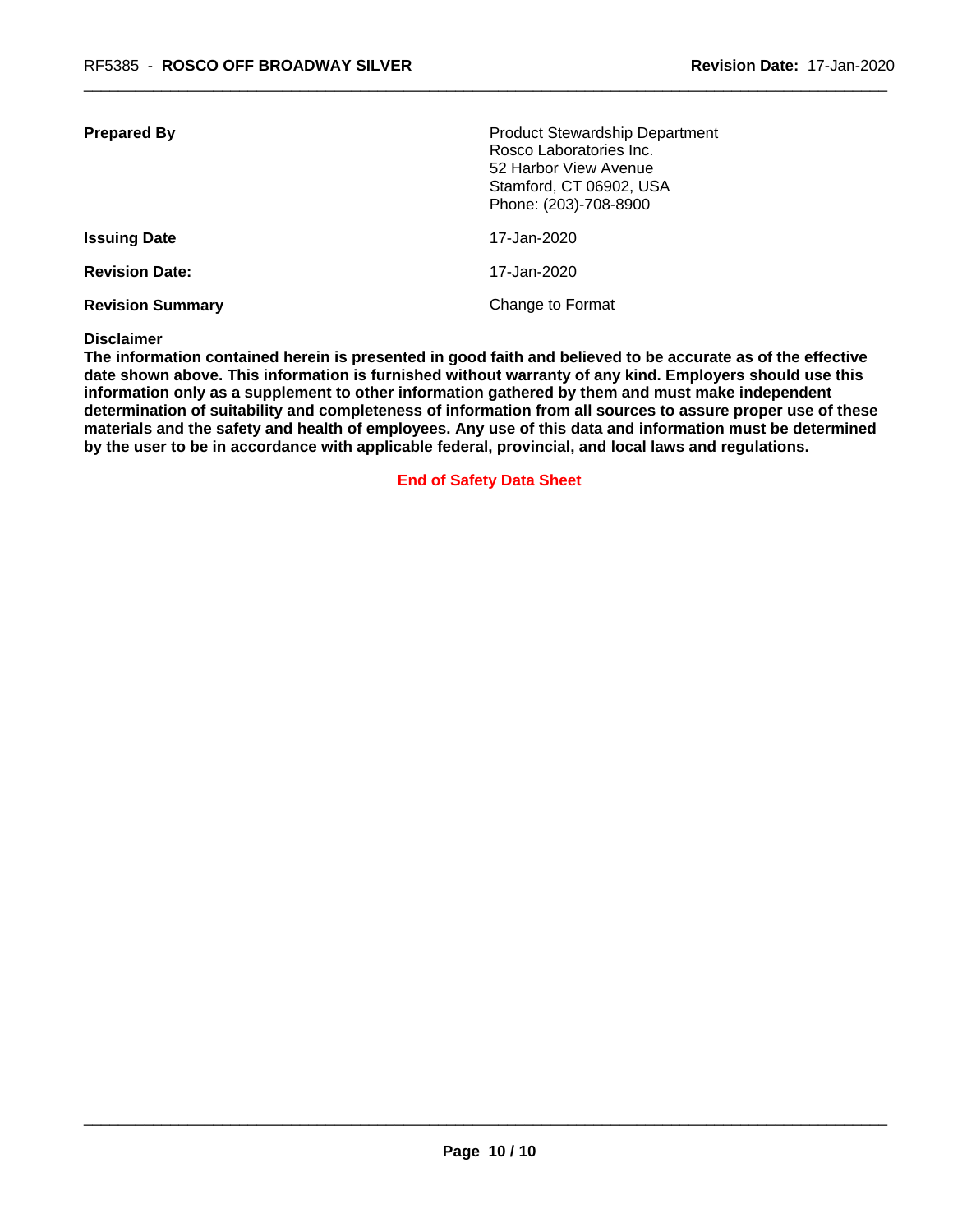| | |
|---|---|
| **Prepared By** | Product Stewardship Department<br>Rosco Laboratories Inc.<br>52 Harbor View Avenue<br>Stamford, CT 06902, USA<br>Phone: (203)-708-8900 |
| **Issuing Date** | 17-Jan-2020 |
| **Revision Date:** | 17-Jan-2020 |
| **Revision Summary** | Change to Format |

**Disclaimer**

**The information contained herein is presented in good faith and believed to be accurate as of the effective date shown above. This information is furnished without warranty of any kind. Employers should use this information only as a supplement to other information gathered by them and must make independent determination of suitability and completeness of information from all sources to assure proper use of these materials and the safety and health of employees. Any use of this data and information must be determined by the user to be in accordance with applicable federal, provincial, and local laws and regulations.**

**End of Safety Data Sheet**